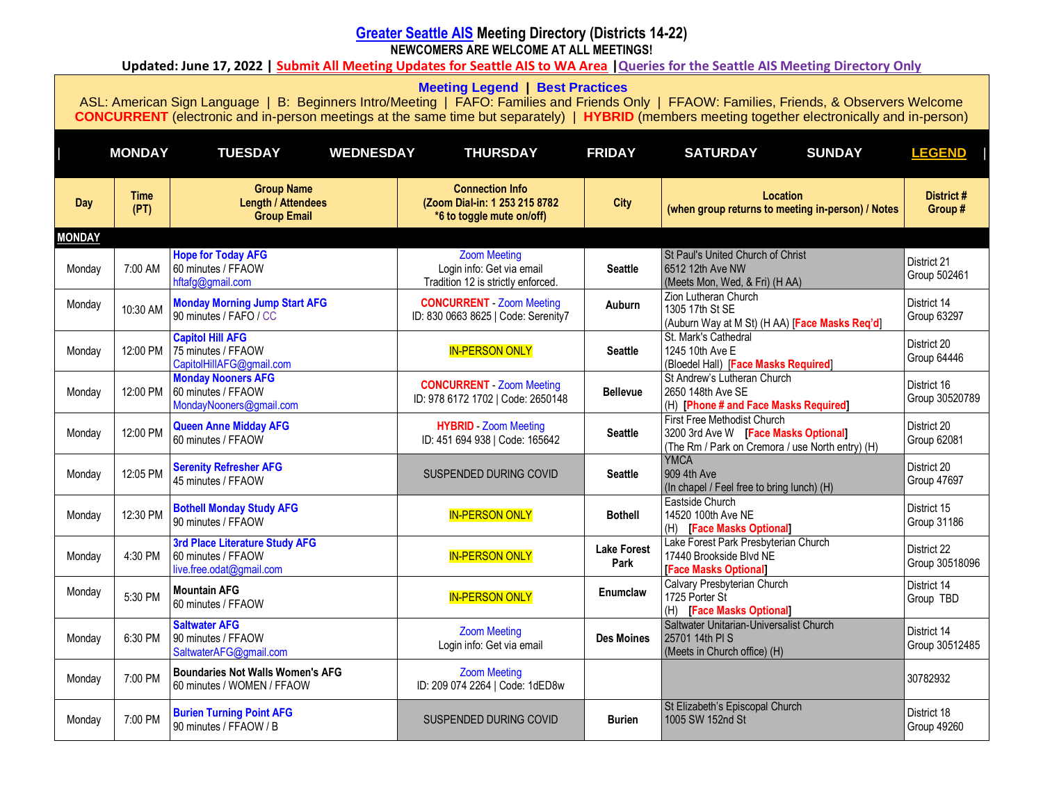# Greater Seattle AIS Meeting Directory (Districts 14-22)

**NEWCOMERS ARE WELCOME AT ALL MEETINGS!**

**Updated: June 17, 2022 | Submit All Meeting Updates for Seattle AIS to WA Area | Queries for the Seattle AIS Meeting Directory Only**

**Meeting Legend | Best Practices**

ASL: American Sign Language | B: Beginners Intro/Meeting | FAFO: Families and Friends Only | FFAOW: Families, Friends, & Observers Welcome
**CONCURRENT** (electronic and in-person meetings at the same time but separately) | **HYBRID** (members meeting together electronically and in-person)

| MONDAY | TUESDAY | WEDNESDAY | THURSDAY | FRIDAY | SATURDAY | SUNDAY | LEGEND |
|---|---|---|---|---|---|---|---|

| Day | Time (PT) | Group Name<br>Length / Attendees<br>Group Email | Connection Info<br>(Zoom Dial-in: 1 253 215 8782<br>*6 to toggle mute on/off) | City | Location<br>(when group returns to meeting in-person) / Notes | District #<br>Group # |
|---|---|---|---|---|---|---|
| **MONDAY** | | | | | | |
| Monday | 7:00 AM | **Hope for Today AFG**<br>60 minutes / FFAOW<br>hftafg@gmail.com | Zoom Meeting<br>Login info: Get via email<br>Tradition 12 is strictly enforced. | **Seattle** | St Paul's United Church of Christ<br>6512 12th Ave NW<br>(Meets Mon, Wed, & Fri) (H AA) | District 21<br>Group 502461 |
| Monday | 10:30 AM | **Monday Morning Jump Start AFG**<br>90 minutes / FAFO / CC | **CONCURRENT** - Zoom Meeting<br>ID: 830 0663 8625 \| Code: Serenity7 | **Auburn** | Zion Lutheran Church<br>1305 17th St SE<br>(Auburn Way at M St) (H AA) [Face Masks Req'd] | District 14<br>Group 63297 |
| Monday | 12:00 PM | **Capitol Hill AFG**<br>75 minutes / FFAOW<br>CapitolHillAFG@gmail.com | IN-PERSON ONLY | **Seattle** | St. Mark's Cathedral<br>1245 10th Ave E<br>(Bloedel Hall) [Face Masks Required] | District 20<br>Group 64446 |
| Monday | 12:00 PM | **Monday Nooners AFG**<br>60 minutes / FFAOW<br>MondayNooners@gmail.com | **CONCURRENT** - Zoom Meeting<br>ID: 978 6172 1702 \| Code: 2650148 | **Bellevue** | St Andrew's Lutheran Church<br>2650 148th Ave SE<br>(H) [Phone # and Face Masks Required] | District 16<br>Group 30520789 |
| Monday | 12:00 PM | **Queen Anne Midday AFG**<br>60 minutes / FFAOW | **HYBRID** - Zoom Meeting<br>ID: 451 694 938 \| Code: 165642 | **Seattle** | First Free Methodist Church<br>3200 3rd Ave W [Face Masks Optional]<br>(The Rm / Park on Cremora / use North entry) (H) | District 20<br>Group 62081 |
| Monday | 12:05 PM | **Serenity Refresher AFG**<br>45 minutes / FFAOW | SUSPENDED DURING COVID | **Seattle** | YMCA<br>909 4th Ave<br>(In chapel / Feel free to bring lunch) (H) | District 20<br>Group 47697 |
| Monday | 12:30 PM | **Bothell Monday Study AFG**<br>90 minutes / FFAOW | IN-PERSON ONLY | **Bothell** | Eastside Church<br>14520 100th Ave NE<br>(H) [Face Masks Optional] | District 15<br>Group 31186 |
| Monday | 4:30 PM | **3rd Place Literature Study AFG**<br>60 minutes / FFAOW<br>live.free.odat@gmail.com | IN-PERSON ONLY | **Lake Forest Park** | Lake Forest Park Presbyterian Church<br>17440 Brookside Blvd NE<br>[Face Masks Optional] | District 22<br>Group 30518096 |
| Monday | 5:30 PM | **Mountain AFG**<br>60 minutes / FFAOW | IN-PERSON ONLY | **Enumclaw** | Calvary Presbyterian Church<br>1725 Porter St<br>(H) [Face Masks Optional] | District 14<br>Group TBD |
| Monday | 6:30 PM | **Saltwater AFG**<br>90 minutes / FFAOW<br>SaltwaterAFG@gmail.com | Zoom Meeting<br>Login info: Get via email | **Des Moines** | Saltwater Unitarian-Universalist Church<br>25701 14th Pl S<br>(Meets in Church office) (H) | District 14<br>Group 30512485 |
| Monday | 7:00 PM | **Boundaries Not Walls Women's AFG**<br>60 minutes / WOMEN / FFAOW | Zoom Meeting<br>ID: 209 074 2264 \| Code: 1dED8w | | | 30782932 |
| Monday | 7:00 PM | **Burien Turning Point AFG**<br>90 minutes / FFAOW / B | SUSPENDED DURING COVID | **Burien** | St Elizabeth's Episcopal Church<br>1005 SW 152nd St | District 18<br>Group 49260 |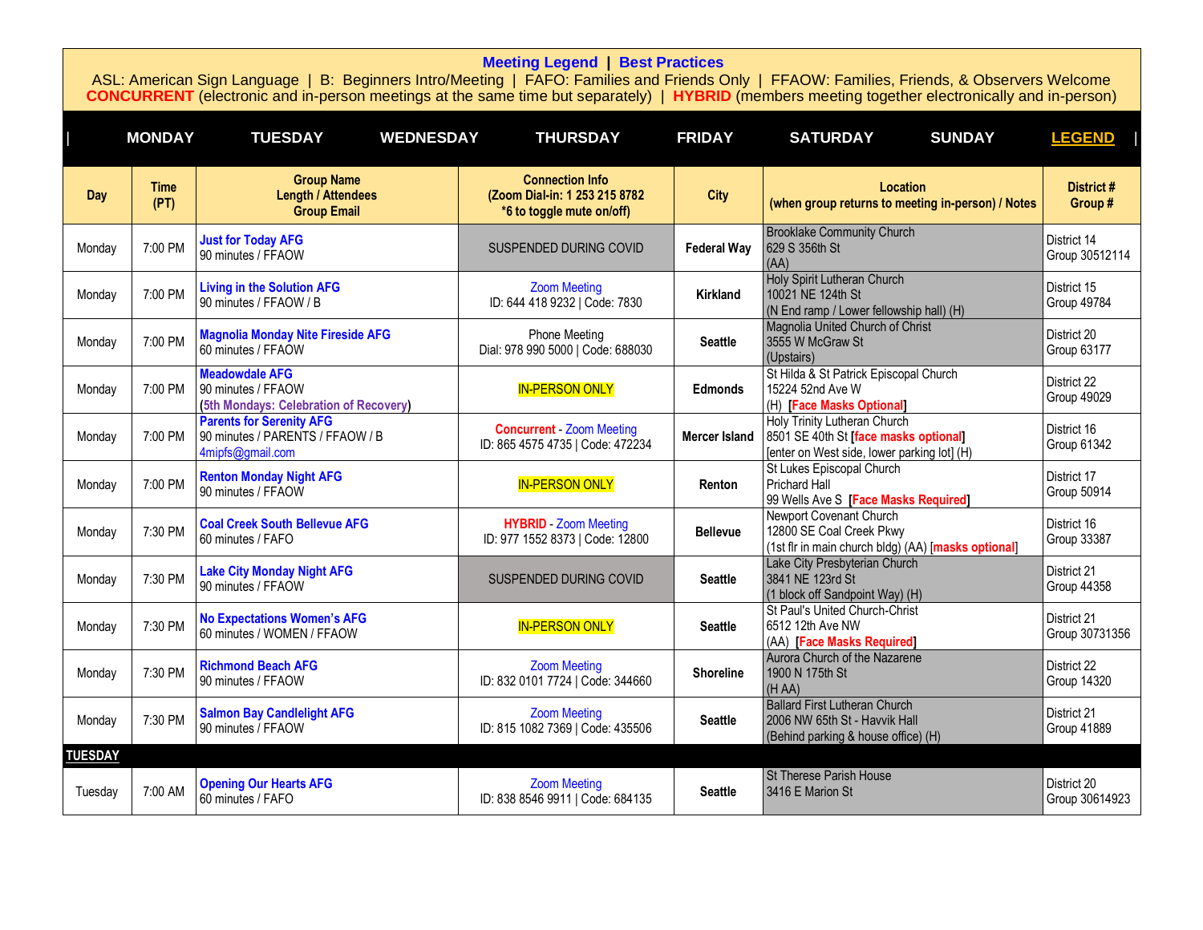**Meeting Legend | Best Practices**

ASL: American Sign Language | B: Beginners Intro/Meeting | FAFO: Families and Friends Only | FFAOW: Families, Friends, & Observers Welcome
**CONCURRENT** (electronic and in-person meetings at the same time but separately) | **HYBRID** (members meeting together electronically and in-person)

| MONDAY | TUESDAY | WEDNESDAY | THURSDAY | FRIDAY | SATURDAY | SUNDAY | LEGEND |
|---|---|---|---|---|---|---|---|

| Day | Time (PT) | Group Name<br>Length / Attendees<br>Group Email | Connection Info<br>(Zoom Dial-in: 1 253 215 8782<br>*6 to toggle mute on/off) | City | Location<br>(when group returns to meeting in-person) / Notes | District #<br>Group # |
|---|---|---|---|---|---|---|
| Monday | 7:00 PM | **Just for Today AFG**<br>90 minutes / FFAOW | SUSPENDED DURING COVID | **Federal Way** | Brooklake Community Church<br>629 S 356th St<br>(AA) | District 14<br>Group 30512114 |
| Monday | 7:00 PM | **Living in the Solution AFG**<br>90 minutes / FFAOW / B | Zoom Meeting<br>ID: 644 418 9232 \| Code: 7830 | **Kirkland** | Holy Spirit Lutheran Church<br>10021 NE 124th St<br>(N End ramp / Lower fellowship hall) (H) | District 15<br>Group 49784 |
| Monday | 7:00 PM | **Magnolia Monday Nite Fireside AFG**<br>60 minutes / FFAOW | Phone Meeting<br>Dial: 978 990 5000 \| Code: 688030 | **Seattle** | Magnolia United Church of Christ<br>3555 W McGraw St<br>(Upstairs) | District 20<br>Group 63177 |
| Monday | 7:00 PM | **Meadowdale AFG**<br>90 minutes / FFAOW<br>(5th Mondays: Celebration of Recovery) | IN-PERSON ONLY | **Edmonds** | St Hilda & St Patrick Episcopal Church<br>15224 52nd Ave W<br>(H) **[Face Masks Optional]** | District 22<br>Group 49029 |
| Monday | 7:00 PM | **Parents for Serenity AFG**<br>90 minutes / PARENTS / FFAOW / B<br>4mipfs@gmail.com | **Concurrent** - Zoom Meeting<br>ID: 865 4575 4735 \| Code: 472234 | **Mercer Island** | Holy Trinity Lutheran Church<br>8501 SE 40th St **[face masks optional]**<br>[enter on West side, lower parking lot] (H) | District 16<br>Group 61342 |
| Monday | 7:00 PM | **Renton Monday Night AFG**<br>90 minutes / FFAOW | IN-PERSON ONLY | **Renton** | St Lukes Episcopal Church<br>Prichard Hall<br>99 Wells Ave S **[Face Masks Required]** | District 17<br>Group 50914 |
| Monday | 7:30 PM | **Coal Creek South Bellevue AFG**<br>60 minutes / FAFO | **HYBRID** - Zoom Meeting<br>ID: 977 1552 8373 \| Code: 12800 | **Bellevue** | Newport Covenant Church<br>12800 SE Coal Creek Pkwy<br>(1st flr in main church bldg) (AA) **[masks optional]** | District 16<br>Group 33387 |
| Monday | 7:30 PM | **Lake City Monday Night AFG**<br>90 minutes / FFAOW | SUSPENDED DURING COVID | **Seattle** | Lake City Presbyterian Church<br>3841 NE 123rd St<br>(1 block off Sandpoint Way) (H) | District 21<br>Group 44358 |
| Monday | 7:30 PM | **No Expectations Women's AFG**<br>60 minutes / WOMEN / FFAOW | IN-PERSON ONLY | **Seattle** | St Paul's United Church-Christ<br>6512 12th Ave NW<br>(AA) **[Face Masks Required]** | District 21<br>Group 30731356 |
| Monday | 7:30 PM | **Richmond Beach AFG**<br>90 minutes / FFAOW | Zoom Meeting<br>ID: 832 0101 7724 \| Code: 344660 | **Shoreline** | Aurora Church of the Nazarene<br>1900 N 175th St<br>(H AA) | District 22<br>Group 14320 |
| Monday | 7:30 PM | **Salmon Bay Candlelight AFG**<br>90 minutes / FFAOW | Zoom Meeting<br>ID: 815 1082 7369 \| Code: 435506 | **Seattle** | Ballard First Lutheran Church<br>2006 NW 65th St - Havvik Hall<br>(Behind parking & house office) (H) | District 21<br>Group 41889 |
| **TUESDAY** | | | | | | |
| Tuesday | 7:00 AM | **Opening Our Hearts AFG**<br>60 minutes / FAFO | Zoom Meeting<br>ID: 838 8546 9911 \| Code: 684135 | **Seattle** | St Therese Parish House<br>3416 E Marion St | District 20<br>Group 30614923 |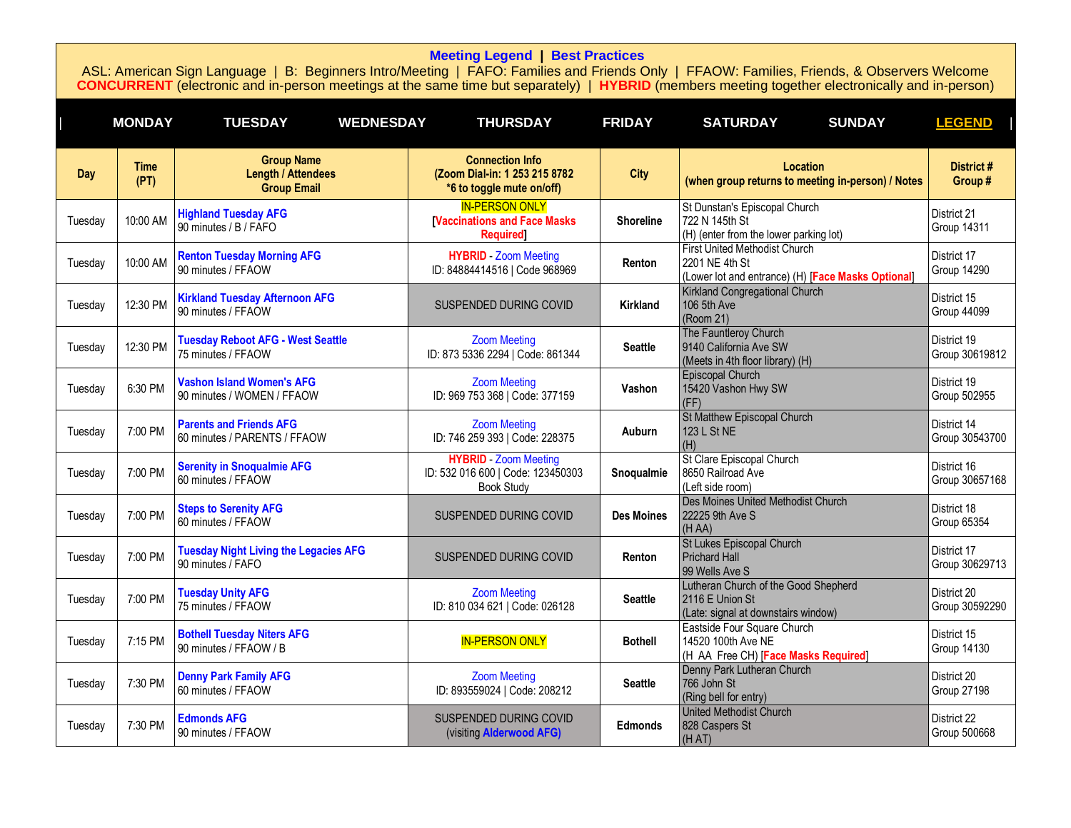**Meeting Legend** | **Best Practices**

ASL: American Sign Language | B: Beginners Intro/Meeting | FAFO: Families and Friends Only | FFAOW: Families, Friends, & Observers Welcome

**CONCURRENT** (electronic and in-person meetings at the same time but separately) | **HYBRID** (members meeting together electronically and in-person)

| MONDAY | TUESDAY | WEDNESDAY | THURSDAY | FRIDAY | SATURDAY | SUNDAY | LEGEND |
|---|---|---|---|---|---|---|---|

| Day | Time (PT) | Group Name<br>Length / Attendees<br>Group Email | Connection Info<br>(Zoom Dial-in: 1 253 215 8782<br>*6 to toggle mute on/off) | City | Location<br>(when group returns to meeting in-person) / Notes | District #<br>Group # |
|---|---|---|---|---|---|---|
| Tuesday | 10:00 AM | **Highland Tuesday AFG**<br>90 minutes / B / FAFO | IN-PERSON ONLY<br>[**Vaccinations and Face Masks Required**] | **Shoreline** | St Dunstan's Episcopal Church<br>722 N 145th St<br>(H) (enter from the lower parking lot) | District 21<br>Group 14311 |
| Tuesday | 10:00 AM | **Renton Tuesday Morning AFG**<br>90 minutes / FFAOW | **HYBRID** - Zoom Meeting<br>ID: 84884414516 \| Code 968969 | **Renton** | First United Methodist Church<br>2201 NE 4th St<br>(Lower lot and entrance) (H) [**Face Masks Optional**] | District 17<br>Group 14290 |
| Tuesday | 12:30 PM | **Kirkland Tuesday Afternoon AFG**<br>90 minutes / FFAOW | SUSPENDED DURING COVID | **Kirkland** | Kirkland Congregational Church<br>106 5th Ave<br>(Room 21) | District 15<br>Group 44099 |
| Tuesday | 12:30 PM | **Tuesday Reboot AFG - West Seattle**<br>75 minutes / FFAOW | Zoom Meeting<br>ID: 873 5336 2294 \| Code: 861344 | **Seattle** | The Fauntleroy Church<br>9140 California Ave SW<br>(Meets in 4th floor library) (H) | District 19<br>Group 30619812 |
| Tuesday | 6:30 PM | **Vashon Island Women's AFG**<br>90 minutes / WOMEN / FFAOW | Zoom Meeting<br>ID: 969 753 368 \| Code: 377159 | **Vashon** | Episcopal Church<br>15420 Vashon Hwy SW<br>(FF) | District 19<br>Group 502955 |
| Tuesday | 7:00 PM | **Parents and Friends AFG**<br>60 minutes / PARENTS / FFAOW | Zoom Meeting<br>ID: 746 259 393 \| Code: 228375 | **Auburn** | St Matthew Episcopal Church<br>123 L St NE<br>(H) | District 14<br>Group 30543700 |
| Tuesday | 7:00 PM | **Serenity in Snoqualmie AFG**<br>60 minutes / FFAOW | **HYBRID** - Zoom Meeting<br>ID: 532 016 600 \| Code: 123450303<br>Book Study | **Snoqualmie** | St Clare Episcopal Church<br>8650 Railroad Ave<br>(Left side room) | District 16<br>Group 30657168 |
| Tuesday | 7:00 PM | **Steps to Serenity AFG**<br>60 minutes / FFAOW | SUSPENDED DURING COVID | **Des Moines** | Des Moines United Methodist Church<br>22225 9th Ave S<br>(H AA) | District 18<br>Group 65354 |
| Tuesday | 7:00 PM | **Tuesday Night Living the Legacies AFG**<br>90 minutes / FAFO | SUSPENDED DURING COVID | **Renton** | St Lukes Episcopal Church<br>Prichard Hall<br>99 Wells Ave S | District 17<br>Group 30629713 |
| Tuesday | 7:00 PM | **Tuesday Unity AFG**<br>75 minutes / FFAOW | Zoom Meeting<br>ID: 810 034 621 \| Code: 026128 | **Seattle** | Lutheran Church of the Good Shepherd<br>2116 E Union St<br>(Late: signal at downstairs window) | District 20<br>Group 30592290 |
| Tuesday | 7:15 PM | **Bothell Tuesday Niters AFG**<br>90 minutes / FFAOW / B | IN-PERSON ONLY | **Bothell** | Eastside Four Square Church<br>14520 100th Ave NE<br>(H AA Free CH) [**Face Masks Required**] | District 15<br>Group 14130 |
| Tuesday | 7:30 PM | **Denny Park Family AFG**<br>60 minutes / FFAOW | Zoom Meeting<br>ID: 893559024 \| Code: 208212 | **Seattle** | Denny Park Lutheran Church<br>766 John St<br>(Ring bell for entry) | District 20<br>Group 27198 |
| Tuesday | 7:30 PM | **Edmonds AFG**<br>90 minutes / FFAOW | SUSPENDED DURING COVID<br>(visiting **Alderwood AFG)** | **Edmonds** | United Methodist Church<br>828 Caspers St<br>(H AT) | District 22<br>Group 500668 |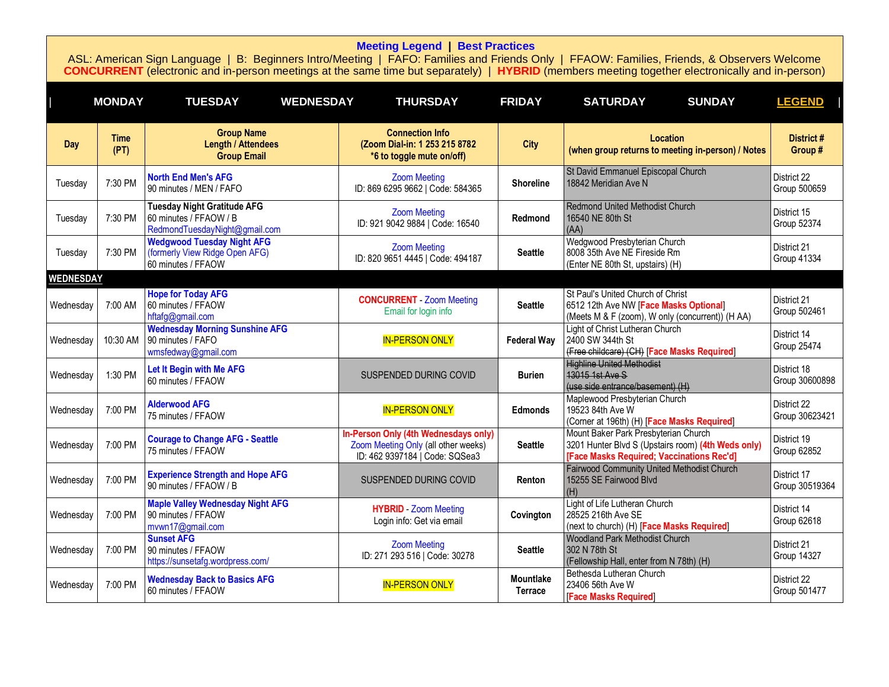**Meeting Legend | Best Practices**

ASL: American Sign Language | B: Beginners Intro/Meeting | FAFO: Families and Friends Only | FFAOW: Families, Friends, & Observers Welcome

**CONCURRENT** (electronic and in-person meetings at the same time but separately) | **HYBRID** (members meeting together electronically and in-person)

| MONDAY | TUESDAY | WEDNESDAY | THURSDAY | FRIDAY | SATURDAY | SUNDAY | LEGEND |
|---|---|---|---|---|---|---|---|

| Day | Time (PT) | Group Name<br>Length / Attendees<br>Group Email | Connection Info<br>(Zoom Dial-in: 1 253 215 8782<br>*6 to toggle mute on/off) | City | Location<br>(when group returns to meeting in-person) / Notes | District #<br>Group # |
|---|---|---|---|---|---|---|
| Tuesday | 7:30 PM | **North End Men's AFG**<br>90 minutes / MEN / FAFO | Zoom Meeting<br>ID: 869 6295 9662 \| Code: 584365 | **Shoreline** | St David Emmanuel Episcopal Church<br>18842 Meridian Ave N | District 22<br>Group 500659 |
| Tuesday | 7:30 PM | **Tuesday Night Gratitude AFG**<br>60 minutes / FFAOW / B<br>RedmondTuesdayNight@gmail.com | Zoom Meeting<br>ID: 921 9042 9884 \| Code: 16540 | **Redmond** | Redmond United Methodist Church<br>16540 NE 80th St<br>(AA) | District 15<br>Group 52374 |
| Tuesday | 7:30 PM | **Wedgwood Tuesday Night AFG**<br>(formerly View Ridge Open AFG)<br>60 minutes / FFAOW | Zoom Meeting<br>ID: 820 9651 4445 \| Code: 494187 | **Seattle** | Wedgwood Presbyterian Church<br>8008 35th Ave NE Fireside Rm<br>(Enter NE 80th St, upstairs) (H) | District 21<br>Group 41334 |
| **WEDNESDAY** | | | | | | |
| Wednesday | 7:00 AM | **Hope for Today AFG**<br>60 minutes / FFAOW<br>hftafg@gmail.com | **CONCURRENT** - Zoom Meeting<br>Email for login info | **Seattle** | St Paul's United Church of Christ<br>6512 12th Ave NW [**Face Masks Optional**]<br>(Meets M & F (zoom), W only (concurrent)) (H AA) | District 21<br>Group 502461 |
| Wednesday | 10:30 AM | **Wednesday Morning Sunshine AFG**<br>90 minutes / FAFO<br>wmsfedway@gmail.com | IN-PERSON ONLY | **Federal Way** | Light of Christ Lutheran Church<br>2400 SW 344th St<br>~~(Free childcare) (CH)~~ [**Face Masks Required**] | District 14<br>Group 25474 |
| Wednesday | 1:30 PM | **Let It Begin with Me AFG**<br>60 minutes / FFAOW | SUSPENDED DURING COVID | **Burien** | ~~Highline United Methodist~~<br>~~13015 1st Ave S~~<br>~~(use side entrance/basement) (H)~~ | District 18<br>Group 30600898 |
| Wednesday | 7:00 PM | **Alderwood AFG**<br>75 minutes / FFAOW | IN-PERSON ONLY | **Edmonds** | Maplewood Presbyterian Church<br>19523 84th Ave W<br>(Corner at 196th) (H) [**Face Masks Required**] | District 22<br>Group 30623421 |
| Wednesday | 7:00 PM | **Courage to Change AFG - Seattle**<br>75 minutes / FFAOW | **In-Person Only (4th Wednesdays only)**<br>Zoom Meeting Only (all other weeks)<br>ID: 462 9397184 \| Code: SQSea3 | **Seattle** | Mount Baker Park Presbyterian Church<br>3201 Hunter Blvd S (Upstairs room) **(4th Weds only)**<br>**[Face Masks Required; Vaccinations Rec'd]** | District 19<br>Group 62852 |
| Wednesday | 7:00 PM | **Experience Strength and Hope AFG**<br>90 minutes / FFAOW / B | SUSPENDED DURING COVID | **Renton** | Fairwood Community United Methodist Church<br>15255 SE Fairwood Blvd<br>(H) | District 17<br>Group 30519364 |
| Wednesday | 7:00 PM | **Maple Valley Wednesday Night AFG**<br>90 minutes / FFAOW<br>mvwn17@gmail.com | **HYBRID** - Zoom Meeting<br>Login info: Get via email | **Covington** | Light of Life Lutheran Church<br>28525 216th Ave SE<br>(next to church) (H) [**Face Masks Required**] | District 14<br>Group 62618 |
| Wednesday | 7:00 PM | **Sunset AFG**<br>90 minutes / FFAOW<br>https://sunsetafg.wordpress.com/ | Zoom Meeting<br>ID: 271 293 516 \| Code: 30278 | **Seattle** | Woodland Park Methodist Church<br>302 N 78th St<br>(Fellowship Hall, enter from N 78th) (H) | District 21<br>Group 14327 |
| Wednesday | 7:00 PM | **Wednesday Back to Basics AFG**<br>60 minutes / FFAOW | IN-PERSON ONLY | **Mountlake Terrace** | Bethesda Lutheran Church<br>23406 56th Ave W<br>[**Face Masks Required**] | District 22<br>Group 501477 |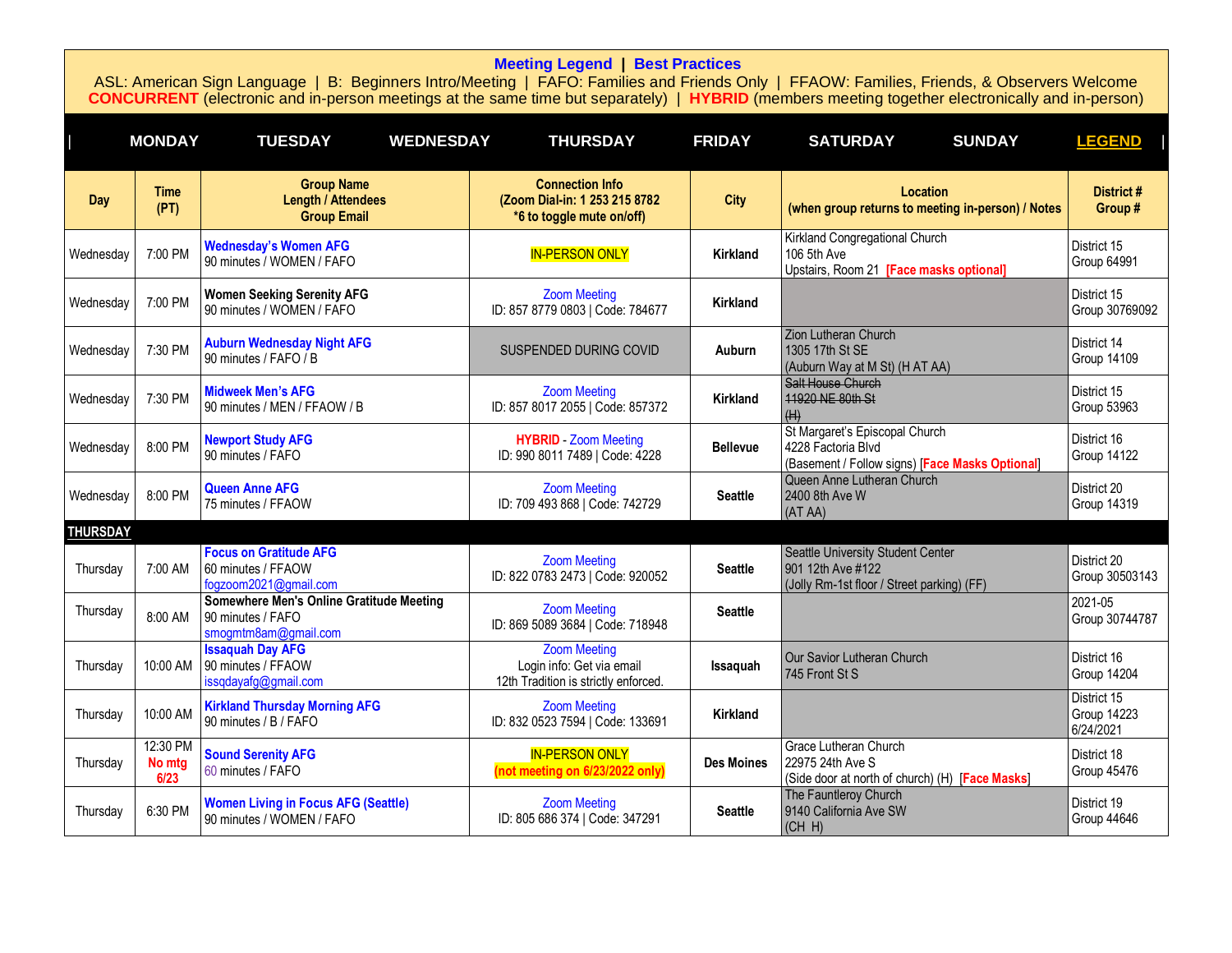**Meeting Legend** | **Best Practices**

ASL: American Sign Language | B: Beginners Intro/Meeting | FAFO: Families and Friends Only | FFAOW: Families, Friends, & Observers Welcome
**CONCURRENT** (electronic and in-person meetings at the same time but separately) | **HYBRID** (members meeting together electronically and in-person)

| MONDAY | TUESDAY | WEDNESDAY | THURSDAY | FRIDAY | SATURDAY | SUNDAY | LEGEND |
|---|---|---|---|---|---|---|---|

| Day | Time (PT) | Group Name<br>Length / Attendees<br>Group Email | Connection Info<br>(Zoom Dial-in: 1 253 215 8782<br>*6 to toggle mute on/off) | City | Location<br>(when group returns to meeting in-person) / Notes | District #<br>Group # |
|---|---|---|---|---|---|---|
| Wednesday | 7:00 PM | **Wednesday's Women AFG**<br>90 minutes / WOMEN / FAFO | IN-PERSON ONLY | **Kirkland** | Kirkland Congregational Church<br>106 5th Ave<br>Upstairs, Room 21 **[Face masks optional]** | District 15<br>Group 64991 |
| Wednesday | 7:00 PM | **Women Seeking Serenity AFG**<br>90 minutes / WOMEN / FAFO | Zoom Meeting<br>ID: 857 8779 0803 \| Code: 784677 | **Kirkland** | | District 15<br>Group 30769092 |
| Wednesday | 7:30 PM | **Auburn Wednesday Night AFG**<br>90 minutes / FAFO / B | SUSPENDED DURING COVID | **Auburn** | Zion Lutheran Church<br>1305 17th St SE<br>(Auburn Way at M St) (H AT AA) | District 14<br>Group 14109 |
| Wednesday | 7:30 PM | **Midweek Men's AFG**<br>90 minutes / MEN / FFAOW / B | Zoom Meeting<br>ID: 857 8017 2055 \| Code: 857372 | **Kirkland** | ~~Salt House Church~~<br>~~11920 NE 80th St~~<br>~~(H)~~ | District 15<br>Group 53963 |
| Wednesday | 8:00 PM | **Newport Study AFG**<br>90 minutes / FAFO | **HYBRID** - Zoom Meeting<br>ID: 990 8011 7489 \| Code: 4228 | **Bellevue** | St Margaret's Episcopal Church<br>4228 Factoria Blvd<br>(Basement / Follow signs) **[Face Masks Optional]** | District 16<br>Group 14122 |
| Wednesday | 8:00 PM | **Queen Anne AFG**<br>75 minutes / FFAOW | Zoom Meeting<br>ID: 709 493 868 \| Code: 742729 | **Seattle** | Queen Anne Lutheran Church<br>2400 8th Ave W<br>(AT AA) | District 20<br>Group 14319 |
| **THURSDAY** | | | | | | |
| Thursday | 7:00 AM | **Focus on Gratitude AFG**<br>60 minutes / FFAOW<br>fogzoom2021@gmail.com | Zoom Meeting<br>ID: 822 0783 2473 \| Code: 920052 | **Seattle** | Seattle University Student Center<br>901 12th Ave #122<br>(Jolly Rm-1st floor / Street parking) (FF) | District 20<br>Group 30503143 |
| Thursday | 8:00 AM | **Somewhere Men's Online Gratitude Meeting**<br>90 minutes / FAFO<br>smogmtm8am@gmail.com | Zoom Meeting<br>ID: 869 5089 3684 \| Code: 718948 | **Seattle** | | 2021-05<br>Group 30744787 |
| Thursday | 10:00 AM | **Issaquah Day AFG**<br>90 minutes / FFAOW<br>issqdayafg@gmail.com | Zoom Meeting<br>Login info: Get via email<br>12th Tradition is strictly enforced. | **Issaquah** | Our Savior Lutheran Church<br>745 Front St S | District 16<br>Group 14204 |
| Thursday | 10:00 AM | **Kirkland Thursday Morning AFG**<br>90 minutes / B / FAFO | Zoom Meeting<br>ID: 832 0523 7594 \| Code: 133691 | **Kirkland** | | District 15<br>Group 14223<br>6/24/2021 |
| Thursday | 12:30 PM<br>**No mtg 6/23** | **Sound Serenity AFG**<br>60 minutes / FAFO | IN-PERSON ONLY<br>**(not meeting on 6/23/2022 only)** | **Des Moines** | Grace Lutheran Church<br>22975 24th Ave S<br>(Side door at north of church) (H) **[Face Masks]** | District 18<br>Group 45476 |
| Thursday | 6:30 PM | **Women Living in Focus AFG (Seattle)**<br>90 minutes / WOMEN / FAFO | Zoom Meeting<br>ID: 805 686 374 \| Code: 347291 | **Seattle** | The Fauntleroy Church<br>9140 California Ave SW<br>(CH H) | District 19<br>Group 44646 |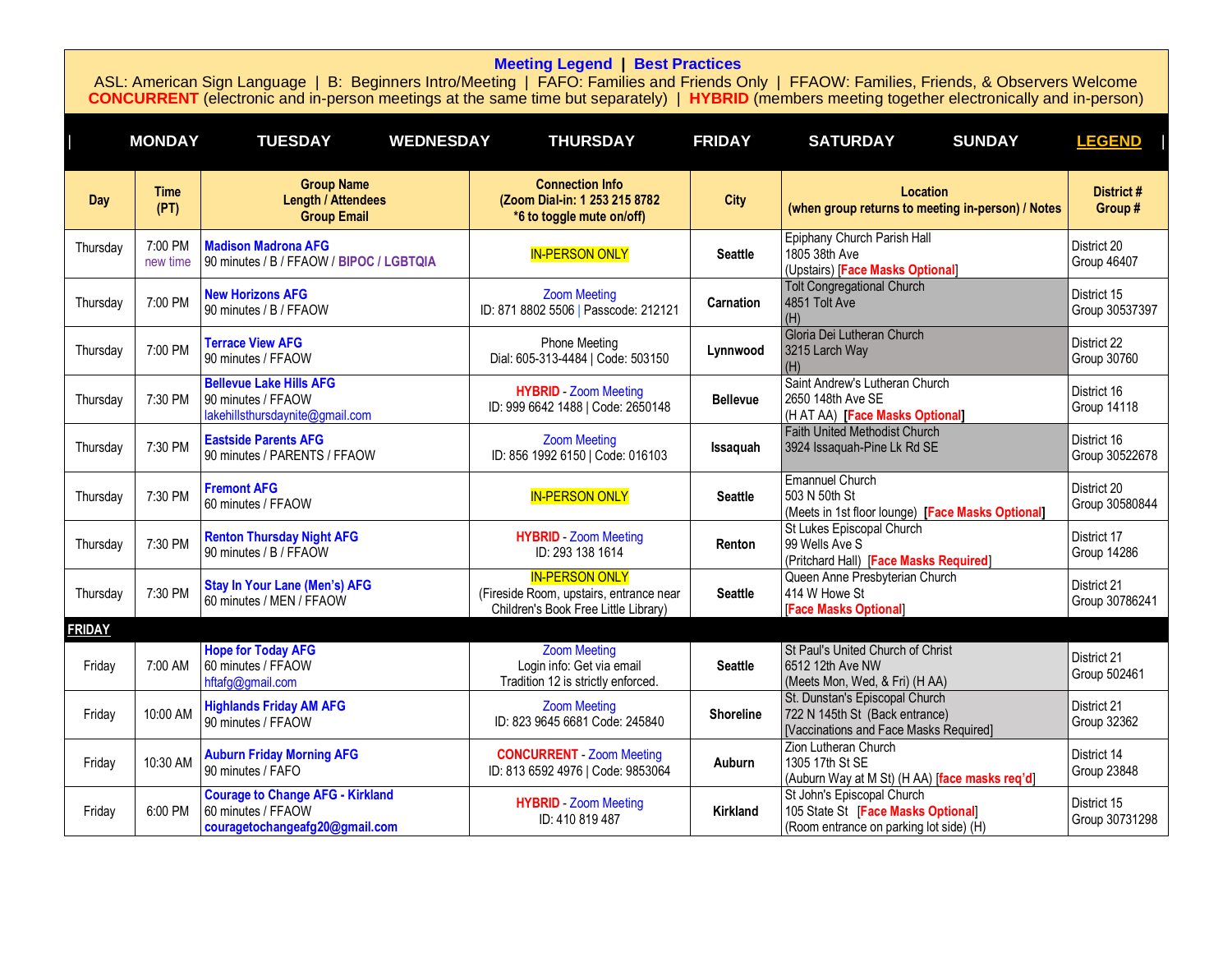**Meeting Legend | Best Practices**

ASL: American Sign Language | B: Beginners Intro/Meeting | FAFO: Families and Friends Only | FFAOW: Families, Friends, & Observers Welcome

**CONCURRENT** (electronic and in-person meetings at the same time but separately) | **HYBRID** (members meeting together electronically and in-person)

| MONDAY | TUESDAY | WEDNESDAY | THURSDAY | FRIDAY | SATURDAY | SUNDAY | LEGEND |
|---|---|---|---|---|---|---|---|

| Day | Time (PT) | Group Name<br>Length / Attendees<br>Group Email | Connection Info<br>(Zoom Dial-in: 1 253 215 8782<br>*6 to toggle mute on/off) | City | Location<br>(when group returns to meeting in-person) / Notes | District #<br>Group # |
|---|---|---|---|---|---|---|
| Thursday | 7:00 PM<br>new time | **Madison Madrona AFG**<br>90 minutes / B / FFAOW / **BIPOC / LGBTQIA** | IN-PERSON ONLY | **Seattle** | Epiphany Church Parish Hall<br>1805 38th Ave<br>(Upstairs) [**Face Masks Optional**] | District 20<br>Group 46407 |
| Thursday | 7:00 PM | **New Horizons AFG**<br>90 minutes / B / FFAOW | Zoom Meeting<br>ID: 871 8802 5506 \| Passcode: 212121 | **Carnation** | Tolt Congregational Church<br>4851 Tolt Ave<br>(H) | District 15<br>Group 30537397 |
| Thursday | 7:00 PM | **Terrace View AFG**<br>90 minutes / FFAOW | Phone Meeting<br>Dial: 605-313-4484 \| Code: 503150 | **Lynnwood** | Gloria Dei Lutheran Church<br>3215 Larch Way<br>(H) | District 22<br>Group 30760 |
| Thursday | 7:30 PM | **Bellevue Lake Hills AFG**<br>90 minutes / FFAOW<br>lakehillsthursdaynite@gmail.com | **HYBRID** - Zoom Meeting<br>ID: 999 6642 1488 \| Code: 2650148 | **Bellevue** | Saint Andrew's Lutheran Church<br>2650 148th Ave SE<br>(H AT AA) [**Face Masks Optional**] | District 16<br>Group 14118 |
| Thursday | 7:30 PM | **Eastside Parents AFG**<br>90 minutes / PARENTS / FFAOW | Zoom Meeting<br>ID: 856 1992 6150 \| Code: 016103 | **Issaquah** | Faith United Methodist Church<br>3924 Issaquah-Pine Lk Rd SE | District 16<br>Group 30522678 |
| Thursday | 7:30 PM | **Fremont AFG**<br>60 minutes / FFAOW | IN-PERSON ONLY | **Seattle** | Emannuel Church<br>503 N 50th St<br>(Meets in 1st floor lounge) [**Face Masks Optional**] | District 20<br>Group 30580844 |
| Thursday | 7:30 PM | **Renton Thursday Night AFG**<br>90 minutes / B / FFAOW | **HYBRID** - Zoom Meeting<br>ID: 293 138 1614 | **Renton** | St Lukes Episcopal Church<br>99 Wells Ave S<br>(Pritchard Hall) [**Face Masks Required**] | District 17<br>Group 14286 |
| Thursday | 7:30 PM | **Stay In Your Lane (Men's) AFG**<br>60 minutes / MEN / FFAOW | IN-PERSON ONLY<br>(Fireside Room, upstairs, entrance near Children's Book Free Little Library) | **Seattle** | Queen Anne Presbyterian Church<br>414 W Howe St<br>[**Face Masks Optional**] | District 21<br>Group 30786241 |
| **FRIDAY** | | | | | | |
| Friday | 7:00 AM | **Hope for Today AFG**<br>60 minutes / FFAOW<br>hftafg@gmail.com | Zoom Meeting<br>Login info: Get via email<br>Tradition 12 is strictly enforced. | **Seattle** | St Paul's United Church of Christ<br>6512 12th Ave NW<br>(Meets Mon, Wed, & Fri) (H AA) | District 21<br>Group 502461 |
| Friday | 10:00 AM | **Highlands Friday AM AFG**<br>90 minutes / FFAOW | Zoom Meeting<br>ID: 823 9645 6681 Code: 245840 | **Shoreline** | St. Dunstan's Episcopal Church<br>722 N 145th St (Back entrance)<br>[Vaccinations and Face Masks Required] | District 21<br>Group 32362 |
| Friday | 10:30 AM | **Auburn Friday Morning AFG**<br>90 minutes / FAFO | **CONCURRENT** - Zoom Meeting<br>ID: 813 6592 4976 \| Code: 9853064 | **Auburn** | Zion Lutheran Church<br>1305 17th St SE<br>(Auburn Way at M St) (H AA) [**face masks req'd**] | District 14<br>Group 23848 |
| Friday | 6:00 PM | **Courage to Change AFG - Kirkland**<br>60 minutes / FFAOW<br>**couragetochangeafg20@gmail.com** | **HYBRID** - Zoom Meeting<br>ID: 410 819 487 | **Kirkland** | St John's Episcopal Church<br>105 State St [**Face Masks Optional**]<br>(Room entrance on parking lot side) (H) | District 15<br>Group 30731298 |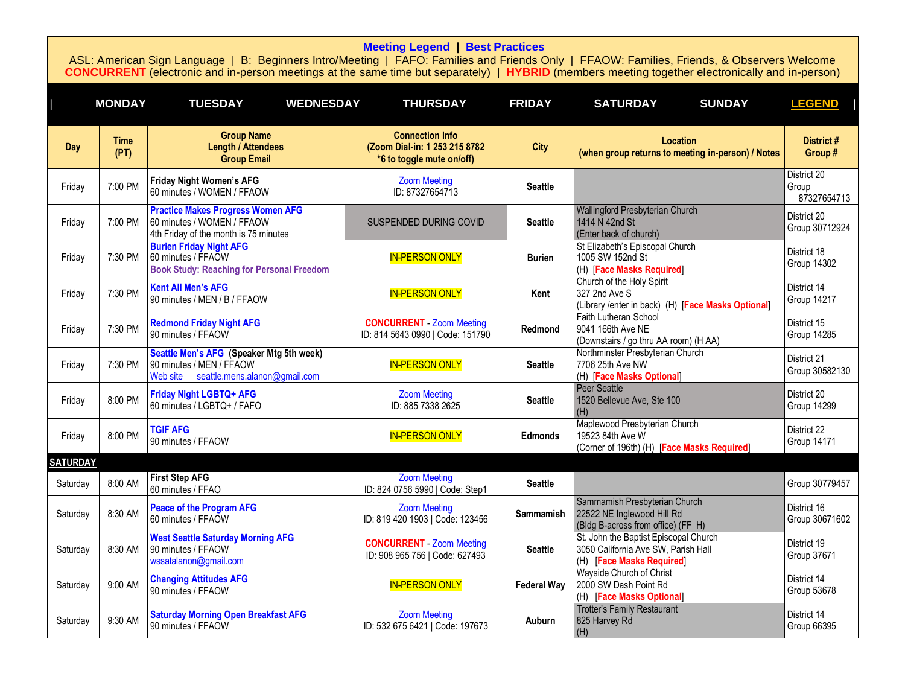**Meeting Legend | Best Practices**

ASL: American Sign Language | B: Beginners Intro/Meeting | FAFO: Families and Friends Only | FFAOW: Families, Friends, & Observers Welcome
**CONCURRENT** (electronic and in-person meetings at the same time but separately) | **HYBRID** (members meeting together electronically and in-person)

| MONDAY | TUESDAY | WEDNESDAY | THURSDAY | FRIDAY | SATURDAY | SUNDAY | LEGEND |
|---|---|---|---|---|---|---|---|

| Day | Time (PT) | Group Name<br>Length / Attendees<br>Group Email | Connection Info<br>(Zoom Dial-in: 1 253 215 8782<br>*6 to toggle mute on/off) | City | Location<br>(when group returns to meeting in-person) / Notes | District #<br>Group # |
|---|---|---|---|---|---|---|
| Friday | 7:00 PM | **Friday Night Women's AFG**<br>60 minutes / WOMEN / FFAOW | Zoom Meeting<br>ID: 87327654713 | **Seattle** | | District 20<br>Group 87327654713 |
| Friday | 7:00 PM | **Practice Makes Progress Women AFG**<br>60 minutes / WOMEN / FFAOW<br>4th Friday of the month is 75 minutes | SUSPENDED DURING COVID | **Seattle** | Wallingford Presbyterian Church<br>1414 N 42nd St<br>(Enter back of church) | District 20<br>Group 30712924 |
| Friday | 7:30 PM | **Burien Friday Night AFG**<br>60 minutes / FFAOW<br>**Book Study: Reaching for Personal Freedom** | IN-PERSON ONLY | **Burien** | St Elizabeth's Episcopal Church<br>1005 SW 152nd St<br>(H) [Face Masks Required] | District 18<br>Group 14302 |
| Friday | 7:30 PM | **Kent All Men's AFG**<br>90 minutes / MEN / B / FFAOW | IN-PERSON ONLY | **Kent** | Church of the Holy Spirit<br>327 2nd Ave S<br>(Library /enter in back) (H) [Face Masks Optional] | District 14<br>Group 14217 |
| Friday | 7:30 PM | **Redmond Friday Night AFG**<br>90 minutes / FFAOW | **CONCURRENT** - Zoom Meeting<br>ID: 814 5643 0990 \| Code: 151790 | **Redmond** | Faith Lutheran School<br>9041 166th Ave NE<br>(Downstairs / go thru AA room) (H AA) | District 15<br>Group 14285 |
| Friday | 7:30 PM | **Seattle Men's AFG (Speaker Mtg 5th week)**<br>90 minutes / MEN / FFAOW<br>Web site seattle.mens.alanon@gmail.com | IN-PERSON ONLY | **Seattle** | Northminster Presbyterian Church<br>7706 25th Ave NW<br>(H) [Face Masks Optional] | District 21<br>Group 30582130 |
| Friday | 8:00 PM | **Friday Night LGBTQ+ AFG**<br>60 minutes / LGBTQ+ / FAFO | Zoom Meeting<br>ID: 885 7338 2625 | **Seattle** | Peer Seattle<br>1520 Bellevue Ave, Ste 100<br>(H) | District 20<br>Group 14299 |
| Friday | 8:00 PM | **TGIF AFG**<br>90 minutes / FFAOW | IN-PERSON ONLY | **Edmonds** | Maplewood Presbyterian Church<br>19523 84th Ave W<br>(Corner of 196th) (H) [Face Masks Required] | District 22<br>Group 14171 |
| **SATURDAY** | | | | | | |
| Saturday | 8:00 AM | **First Step AFG**<br>60 minutes / FFAO | Zoom Meeting<br>ID: 824 0756 5990 \| Code: Step1 | **Seattle** | | Group 30779457 |
| Saturday | 8:30 AM | **Peace of the Program AFG**<br>60 minutes / FFAOW | Zoom Meeting<br>ID: 819 420 1903 \| Code: 123456 | **Sammamish** | Sammamish Presbyterian Church<br>22522 NE Inglewood Hill Rd<br>(Bldg B-across from office) (FF H) | District 16<br>Group 30671602 |
| Saturday | 8:30 AM | **West Seattle Saturday Morning AFG**<br>90 minutes / FFAOW<br>wssatalanon@gmail.com | **CONCURRENT** - Zoom Meeting<br>ID: 908 965 756 \| Code: 627493 | **Seattle** | St. John the Baptist Episcopal Church<br>3050 California Ave SW, Parish Hall<br>(H) [Face Masks Required] | District 19<br>Group 37671 |
| Saturday | 9:00 AM | **Changing Attitudes AFG**<br>90 minutes / FFAOW | IN-PERSON ONLY | **Federal Way** | Wayside Church of Christ<br>2000 SW Dash Point Rd<br>(H) [Face Masks Optional] | District 14<br>Group 53678 |
| Saturday | 9:30 AM | **Saturday Morning Open Breakfast AFG**<br>90 minutes / FFAOW | Zoom Meeting<br>ID: 532 675 6421 \| Code: 197673 | **Auburn** | Trotter's Family Restaurant<br>825 Harvey Rd<br>(H) | District 14<br>Group 66395 |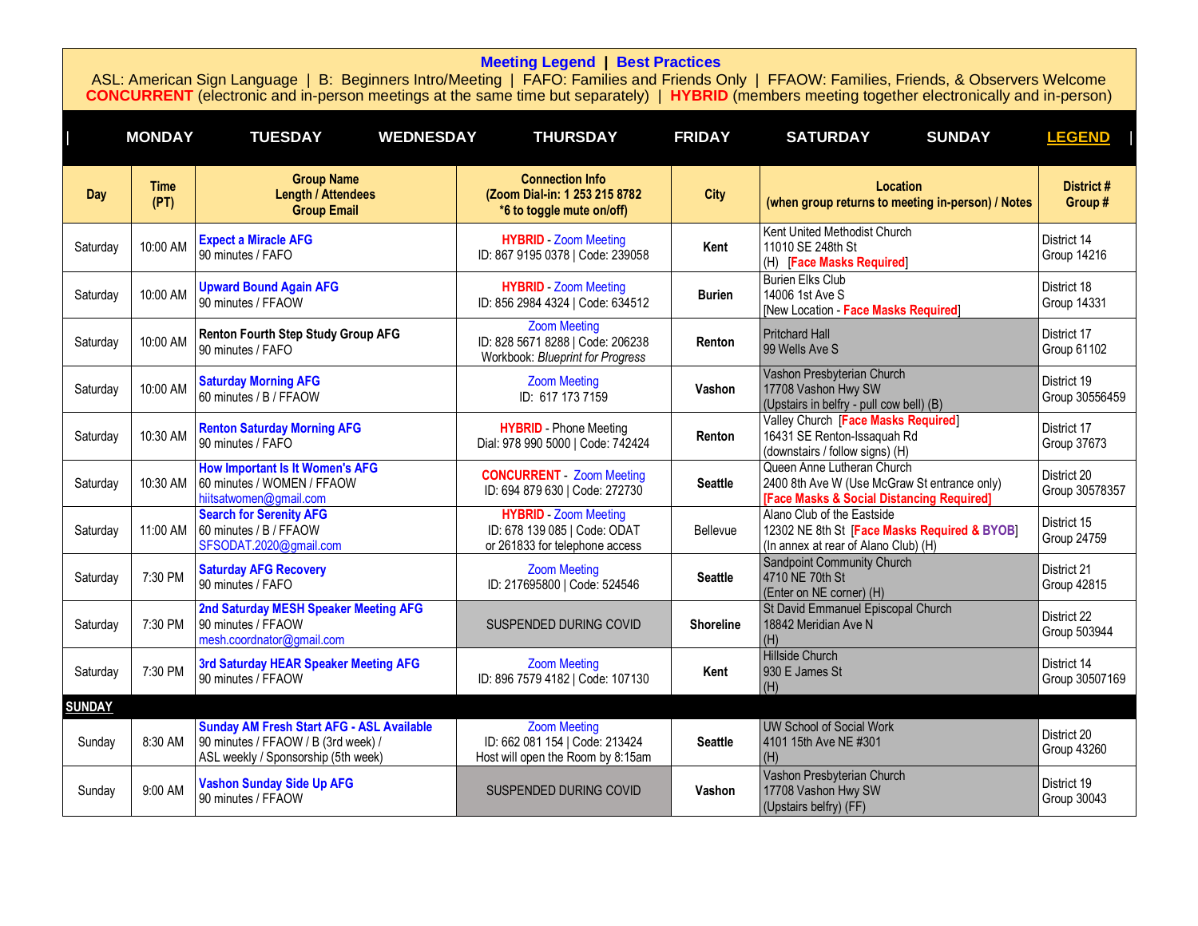**Meeting Legend | Best Practices**

ASL: American Sign Language | B: Beginners Intro/Meeting | FAFO: Families and Friends Only | FFAOW: Families, Friends, & Observers Welcome
**CONCURRENT** (electronic and in-person meetings at the same time but separately) | **HYBRID** (members meeting together electronically and in-person)

| MONDAY | TUESDAY | WEDNESDAY | THURSDAY | FRIDAY | SATURDAY | SUNDAY | LEGEND |
|---|---|---|---|---|---|---|---|

| Day | Time (PT) | Group Name<br>Length / Attendees<br>Group Email | Connection Info<br>(Zoom Dial-in: 1 253 215 8782<br>*6 to toggle mute on/off) | City | Location<br>(when group returns to meeting in-person) / Notes | District #<br>Group # |
|---|---|---|---|---|---|---|
| Saturday | 10:00 AM | **Expect a Miracle AFG**<br>90 minutes / FAFO | **HYBRID** - Zoom Meeting<br>ID: 867 9195 0378 \| Code: 239058 | **Kent** | Kent United Methodist Church<br>11010 SE 248th St<br>(H) [**Face Masks Required**] | District 14<br>Group 14216 |
| Saturday | 10:00 AM | **Upward Bound Again AFG**<br>90 minutes / FFAOW | **HYBRID** - Zoom Meeting<br>ID: 856 2984 4324 \| Code: 634512 | **Burien** | Burien Elks Club<br>14006 1st Ave S<br>[New Location - **Face Masks Required**] | District 18<br>Group 14331 |
| Saturday | 10:00 AM | **Renton Fourth Step Study Group AFG**<br>90 minutes / FAFO | Zoom Meeting<br>ID: 828 5671 8288 \| Code: 206238<br>Workbook: *Blueprint for Progress* | **Renton** | Pritchard Hall<br>99 Wells Ave S | District 17<br>Group 61102 |
| Saturday | 10:00 AM | **Saturday Morning AFG**<br>60 minutes / B / FFAOW | Zoom Meeting<br>ID: 617 173 7159 | **Vashon** | Vashon Presbyterian Church<br>17708 Vashon Hwy SW<br>(Upstairs in belfry - pull cow bell) (B) | District 19<br>Group 30556459 |
| Saturday | 10:30 AM | **Renton Saturday Morning AFG**<br>90 minutes / FAFO | **HYBRID** - Phone Meeting<br>Dial: 978 990 5000 \| Code: 742424 | **Renton** | Valley Church [**Face Masks Required**]<br>16431 SE Renton-Issaquah Rd<br>(downstairs / follow signs) (H) | District 17<br>Group 37673 |
| Saturday | 10:30 AM | **How Important Is It Women's AFG**<br>60 minutes / WOMEN / FFAOW<br>hiitsatwomen@gmail.com | **CONCURRENT** - Zoom Meeting<br>ID: 694 879 630 \| Code: 272730 | **Seattle** | Queen Anne Lutheran Church<br>2400 8th Ave W (Use McGraw St entrance only)<br>[**Face Masks & Social Distancing Required**] | District 20<br>Group 30578357 |
| Saturday | 11:00 AM | **Search for Serenity AFG**<br>60 minutes / B / FFAOW<br>SFSODAT.2020@gmail.com | **HYBRID** - Zoom Meeting<br>ID: 678 139 085 \| Code: ODAT<br>or 261833 for telephone access | Bellevue | Alano Club of the Eastside<br>12302 NE 8th St [**Face Masks Required & BYOB**]<br>(In annex at rear of Alano Club) (H) | District 15<br>Group 24759 |
| Saturday | 7:30 PM | **Saturday AFG Recovery**<br>90 minutes / FAFO | Zoom Meeting<br>ID: 217695800 \| Code: 524546 | **Seattle** | Sandpoint Community Church<br>4710 NE 70th St<br>(Enter on NE corner) (H) | District 21<br>Group 42815 |
| Saturday | 7:30 PM | **2nd Saturday MESH Speaker Meeting AFG**<br>90 minutes / FFAOW<br>mesh.coordnator@gmail.com | SUSPENDED DURING COVID | **Shoreline** | St David Emmanuel Episcopal Church<br>18842 Meridian Ave N<br>(H) | District 22<br>Group 503944 |
| Saturday | 7:30 PM | **3rd Saturday HEAR Speaker Meeting AFG**<br>90 minutes / FFAOW | Zoom Meeting<br>ID: 896 7579 4182 \| Code: 107130 | **Kent** | Hillside Church<br>930 E James St<br>(H) | District 14<br>Group 30507169 |
| **SUNDAY** | | | | | | |
| Sunday | 8:30 AM | **Sunday AM Fresh Start AFG - ASL Available**<br>90 minutes / FFAOW / B (3rd week) /<br>ASL weekly / Sponsorship (5th week) | Zoom Meeting<br>ID: 662 081 154 \| Code: 213424<br>Host will open the Room by 8:15am | **Seattle** | UW School of Social Work<br>4101 15th Ave NE #301<br>(H) | District 20<br>Group 43260 |
| Sunday | 9:00 AM | **Vashon Sunday Side Up AFG**<br>90 minutes / FFAOW | SUSPENDED DURING COVID | **Vashon** | Vashon Presbyterian Church<br>17708 Vashon Hwy SW<br>(Upstairs belfry) (FF) | District 19<br>Group 30043 |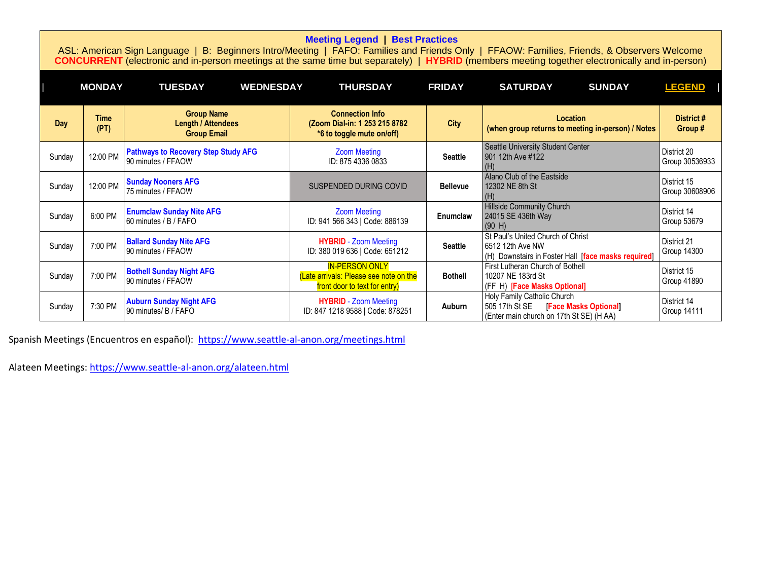**Meeting Legend** | **Best Practices**

ASL: American Sign Language | B: Beginners Intro/Meeting | FAFO: Families and Friends Only | FFAOW: Families, Friends, & Observers Welcome
**CONCURRENT** (electronic and in-person meetings at the same time but separately) | **HYBRID** (members meeting together electronically and in-person)

| MONDAY | TUESDAY | WEDNESDAY | THURSDAY | FRIDAY | SATURDAY | SUNDAY | LEGEND |
|---|---|---|---|---|---|---|---|

| Day | Time (PT) | Group Name<br>Length / Attendees<br>Group Email | Connection Info<br>(Zoom Dial-in: 1 253 215 8782<br>*6 to toggle mute on/off) | City | Location<br>(when group returns to meeting in-person) / Notes | District #<br>Group # |
|---|---|---|---|---|---|---|
| Sunday | 12:00 PM | **Pathways to Recovery Step Study AFG**<br>90 minutes / FFAOW | Zoom Meeting<br>ID: 875 4336 0833 | **Seattle** | Seattle University Student Center<br>901 12th Ave #122<br>(H) | District 20<br>Group 30536933 |
| Sunday | 12:00 PM | **Sunday Nooners AFG**<br>75 minutes / FFAOW | SUSPENDED DURING COVID | **Bellevue** | Alano Club of the Eastside<br>12302 NE 8th St<br>(H) | District 15<br>Group 30608906 |
| Sunday | 6:00 PM | **Enumclaw Sunday Nite AFG**<br>60 minutes / B / FAFO | Zoom Meeting<br>ID: 941 566 343 \| Code: 886139 | **Enumclaw** | Hillside Community Church<br>24015 SE 436th Way<br>(90 H) | District 14<br>Group 53679 |
| Sunday | 7:00 PM | **Ballard Sunday Nite AFG**<br>90 minutes / FFAOW | **HYBRID** - Zoom Meeting<br>ID: 380 019 636 \| Code: 651212 | **Seattle** | St Paul's United Church of Christ<br>6512 12th Ave NW<br>(H) Downstairs in Foster Hall **[face masks required]** | District 21<br>Group 14300 |
| Sunday | 7:00 PM | **Bothell Sunday Night AFG**<br>90 minutes / FFAOW | IN-PERSON ONLY<br>(Late arrivals: Please see note on the front door to text for entry) | **Bothell** | First Lutheran Church of Bothell<br>10207 NE 183rd St<br>(FF H) **[Face Masks Optional]** | District 15<br>Group 41890 |
| Sunday | 7:30 PM | **Auburn Sunday Night AFG**<br>90 minutes/ B / FAFO | **HYBRID** - Zoom Meeting<br>ID: 847 1218 9588 \| Code: 878251 | **Auburn** | Holy Family Catholic Church<br>505 17th St SE **[Face Masks Optional]**<br>(Enter main church on 17th St SE) (H AA) | District 14<br>Group 14111 |

Spanish Meetings (Encuentros en español): https://www.seattle-al-anon.org/meetings.html

Alateen Meetings: https://www.seattle-al-anon.org/alateen.html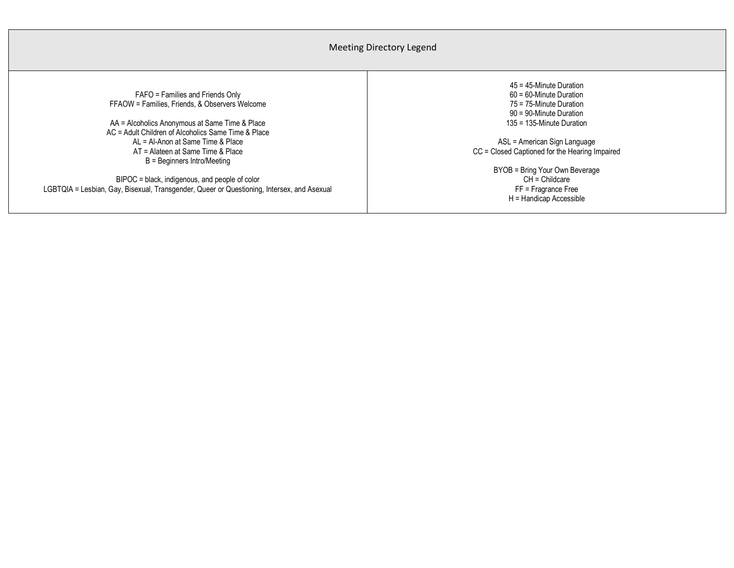| Meeting Directory Legend | |
| --- | --- |
| FAFO = Families and Friends Only<br>FFAOW = Families, Friends, & Observers Welcome<br><br>AA = Alcoholics Anonymous at Same Time & Place<br>AC = Adult Children of Alcoholics Same Time & Place<br>AL = Al-Anon at Same Time & Place<br>AT = Alateen at Same Time & Place<br>B = Beginners Intro/Meeting<br><br>BIPOC = black, indigenous, and people of color<br>LGBTQIA = Lesbian, Gay, Bisexual, Transgender, Queer or Questioning, Intersex, and Asexual | 45 = 45-Minute Duration<br>60 = 60-Minute Duration<br>75 = 75-Minute Duration<br>90 = 90-Minute Duration<br>135 = 135-Minute Duration<br><br>ASL = American Sign Language<br>CC = Closed Captioned for the Hearing Impaired<br><br>BYOB = Bring Your Own Beverage<br>CH = Childcare<br>FF = Fragrance Free<br>H = Handicap Accessible |